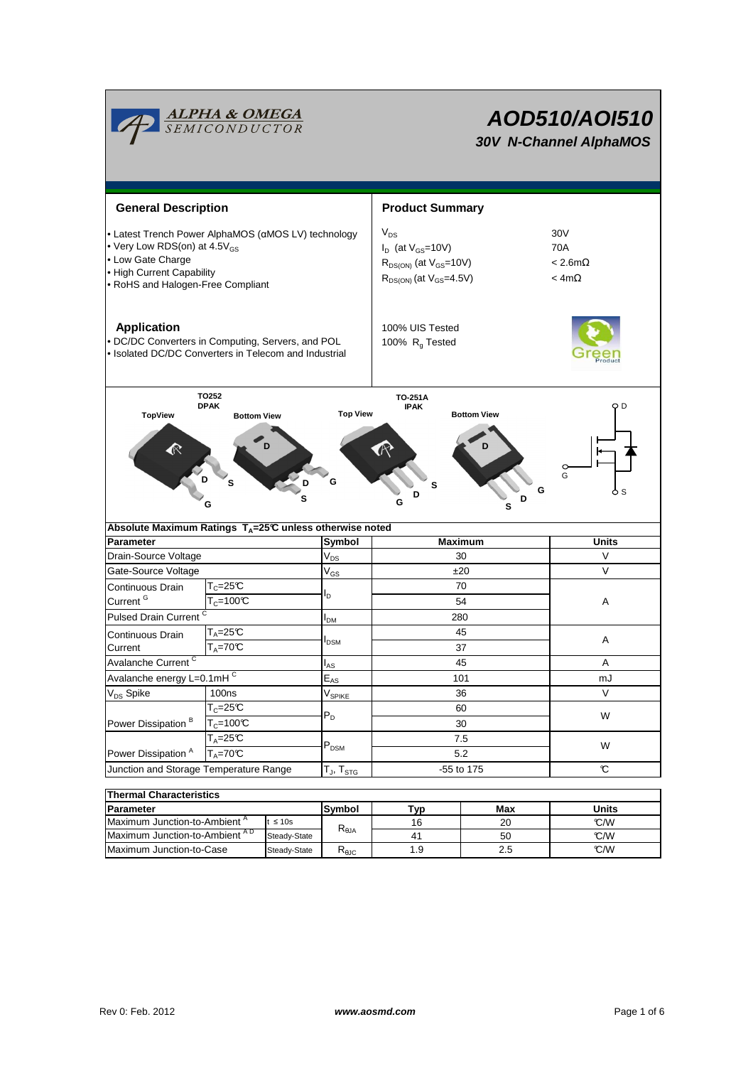# AOD510/AOI510

## 30V N-Channel AlphaMOS

## General Description

- Latest Trench Power AlphaMOS (αMOS LV) technology
- Very Low RDS(on) at 4.5$V_{GS}$
- Low Gate Charge
- High Current Capability
- RoHS and Halogen-Free Compliant

## Product Summary

| | |
|---|---|
| $V_{DS}$ | 30V |
| $I_D$ (at $V_{GS}$=10V) | 70A |
| $R_{DS(ON)}$ (at $V_{GS}$=10V) | < 2.6mΩ |
| $R_{DS(ON)}$ (at $V_{GS}$=4.5V) | < 4mΩ |

100% UIS Tested
100% $R_g$ Tested

## Application

- DC/DC Converters in Computing, Servers, and POL
- Isolated DC/DC Converters in Telecom and Industrial

TO252 DPAK — TopView, Bottom View
TO-251A IPAK — Top View, Bottom View

## Absolute Maximum Ratings $T_A$=25°C unless otherwise noted

| Parameter | | Symbol | Maximum | Units |
|---|---|---|---|---|
| Drain-Source Voltage | | $V_{DS}$ | 30 | V |
| Gate-Source Voltage | | $V_{GS}$ | ±20 | V |
| Continuous Drain Current [G] | $T_C$=25°C | $I_D$ | 70 | A |
| | $T_C$=100°C | | 54 | |
| Pulsed Drain Current [C] | | $I_{DM}$ | 280 | |
| Continuous Drain Current | $T_A$=25°C | $I_{DSM}$ | 45 | A |
| | $T_A$=70°C | | 37 | |
| Avalanche Current [C] | | $I_{AS}$ | 45 | A |
| Avalanche energy L=0.1mH [C] | | $E_{AS}$ | 101 | mJ |
| $V_{DS}$ Spike | 100ns | $V_{SPIKE}$ | 36 | V |
| Power Dissipation [B] | $T_C$=25°C | $P_D$ | 60 | W |
| | $T_C$=100°C | | 30 | |
| Power Dissipation [A] | $T_A$=25°C | $P_{DSM}$ | 7.5 | W |
| | $T_A$=70°C | | 5.2 | |
| Junction and Storage Temperature Range | | $T_J$, $T_{STG}$ | -55 to 175 | °C |

## Thermal Characteristics

| Parameter | | Symbol | Typ | Max | Units |
|---|---|---|---|---|---|
| Maximum Junction-to-Ambient [A] | t ≤ 10s | $R_{\theta JA}$ | 16 | 20 | °C/W |
| Maximum Junction-to-Ambient [A D] | Steady-State | | 41 | 50 | °C/W |
| Maximum Junction-to-Case | Steady-State | $R_{\theta JC}$ | 1.9 | 2.5 | °C/W |

Rev 0: Feb. 2012 www.aosmd.com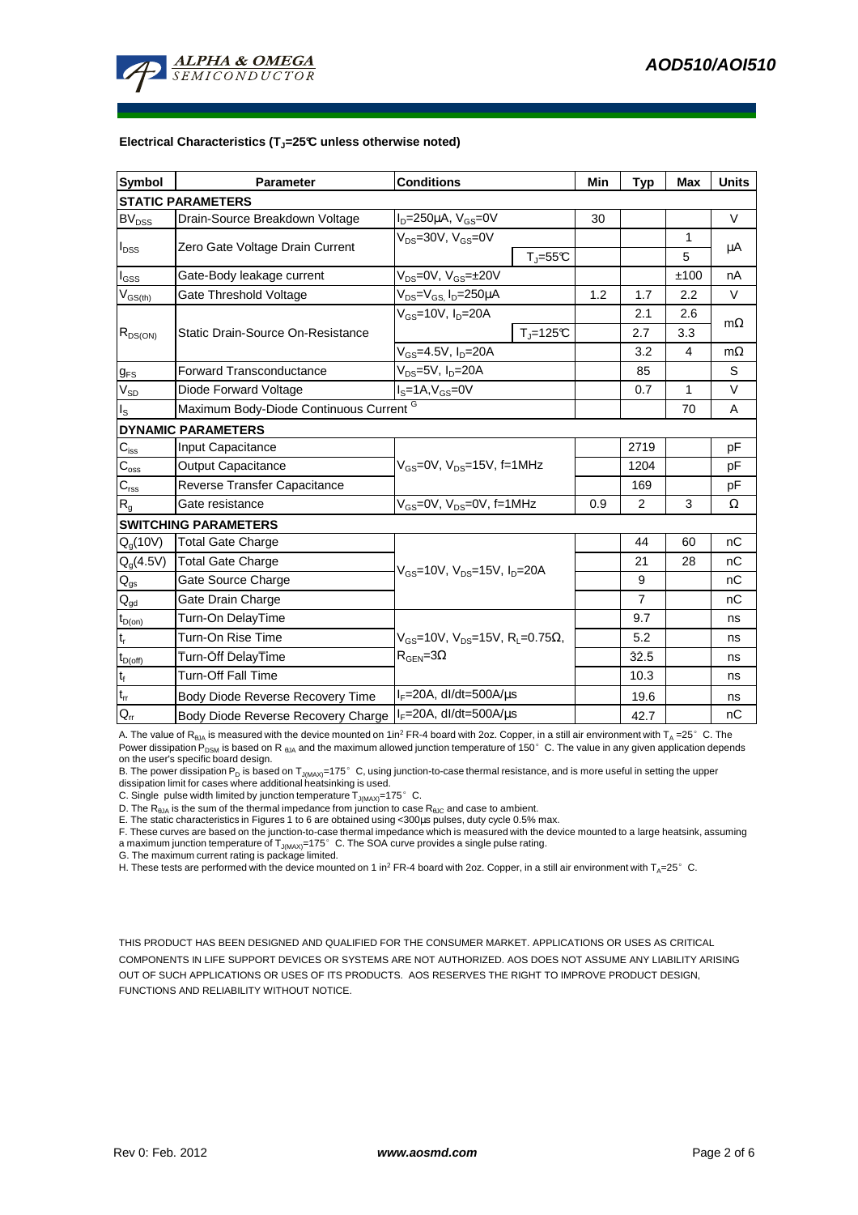### Electrical Characteristics ($T_J$=25°C unless otherwise noted)

| Symbol | Parameter | Conditions | | Min | Typ | Max | Units |
|---|---|---|---|---|---|---|---|
| **STATIC PARAMETERS** | | | | | | | |
| $BV_{DSS}$ | Drain-Source Breakdown Voltage | $I_D$=250µA, $V_{GS}$=0V | | 30 | | | V |
| $I_{DSS}$ | Zero Gate Voltage Drain Current | $V_{DS}$=30V, $V_{GS}$=0V | | | | 1 | µA |
| | | | $T_J$=55°C | | | 5 | |
| $I_{GSS}$ | Gate-Body leakage current | $V_{DS}$=0V, $V_{GS}$=±20V | | | | ±100 | nA |
| $V_{GS(th)}$ | Gate Threshold Voltage | $V_{DS}$=$V_{GS}$, $I_D$=250µA | | 1.2 | 1.7 | 2.2 | V |
| $R_{DS(ON)}$ | Static Drain-Source On-Resistance | $V_{GS}$=10V, $I_D$=20A | | | 2.1 | 2.6 | mΩ |
| | | | $T_J$=125°C | | 2.7 | 3.3 | |
| | | $V_{GS}$=4.5V, $I_D$=20A | | | 3.2 | 4 | mΩ |
| $g_{FS}$ | Forward Transconductance | $V_{DS}$=5V, $I_D$=20A | | | 85 | | S |
| $V_{SD}$ | Diode Forward Voltage | $I_S$=1A,$V_{GS}$=0V | | | 0.7 | 1 | V |
| $I_S$ | Maximum Body-Diode Continuous Current [G] | | | | | 70 | A |
| **DYNAMIC PARAMETERS** | | | | | | | |
| $C_{iss}$ | Input Capacitance | $V_{GS}$=0V, $V_{DS}$=15V, f=1MHz | | | 2719 | | pF |
| $C_{oss}$ | Output Capacitance | | | | 1204 | | pF |
| $C_{rss}$ | Reverse Transfer Capacitance | | | | 169 | | pF |
| $R_g$ | Gate resistance | $V_{GS}$=0V, $V_{DS}$=0V, f=1MHz | | 0.9 | 2 | 3 | Ω |
| **SWITCHING PARAMETERS** | | | | | | | |
| $Q_g$(10V) | Total Gate Charge | $V_{GS}$=10V, $V_{DS}$=15V, $I_D$=20A | | | 44 | 60 | nC |
| $Q_g$(4.5V) | Total Gate Charge | | | | 21 | 28 | nC |
| $Q_{gs}$ | Gate Source Charge | | | | 9 | | nC |
| $Q_{gd}$ | Gate Drain Charge | | | | 7 | | nC |
| $t_{D(on)}$ | Turn-On DelayTime | $V_{GS}$=10V, $V_{DS}$=15V, $R_L$=0.75Ω, $R_{GEN}$=3Ω | | | 9.7 | | ns |
| $t_r$ | Turn-On Rise Time | | | | 5.2 | | ns |
| $t_{D(off)}$ | Turn-Off DelayTime | | | | 32.5 | | ns |
| $t_f$ | Turn-Off Fall Time | | | | 10.3 | | ns |
| $t_{rr}$ | Body Diode Reverse Recovery Time | $I_F$=20A, dI/dt=500A/µs | | | 19.6 | | ns |
| $Q_{rr}$ | Body Diode Reverse Recovery Charge | $I_F$=20A, dI/dt=500A/µs | | | 42.7 | | nC |

A. The value of $R_{\theta JA}$ is measured with the device mounted on 1in² FR-4 board with 2oz. Copper, in a still air environment with $T_A$ =25° C. The Power dissipation $P_{DSM}$ is based on R $_{\theta JA}$ and the maximum allowed junction temperature of 150° C. The value in any given application depends on the user's specific board design.

B. The power dissipation $P_D$ is based on $T_{J(MAX)}$=175° C, using junction-to-case thermal resistance, and is more useful in setting the upper dissipation limit for cases where additional heatsinking is used.

C. Single pulse width limited by junction temperature $T_{J(MAX)}$=175° C.

D. The $R_{\theta JA}$ is the sum of the thermal impedance from junction to case $R_{\theta JC}$ and case to ambient.

E. The static characteristics in Figures 1 to 6 are obtained using <300µs pulses, duty cycle 0.5% max.

F. These curves are based on the junction-to-case thermal impedance which is measured with the device mounted to a large heatsink, assuming a maximum junction temperature of $T_{J(MAX)}$=175° C. The SOA curve provides a single pulse rating.

G. The maximum current rating is package limited.

H. These tests are performed with the device mounted on 1 in² FR-4 board with 2oz. Copper, in a still air environment with $T_A$=25° C.

THIS PRODUCT HAS BEEN DESIGNED AND QUALIFIED FOR THE CONSUMER MARKET. APPLICATIONS OR USES AS CRITICAL COMPONENTS IN LIFE SUPPORT DEVICES OR SYSTEMS ARE NOT AUTHORIZED. AOS DOES NOT ASSUME ANY LIABILITY ARISING OUT OF SUCH APPLICATIONS OR USES OF ITS PRODUCTS. AOS RESERVES THE RIGHT TO IMPROVE PRODUCT DESIGN, FUNCTIONS AND RELIABILITY WITHOUT NOTICE.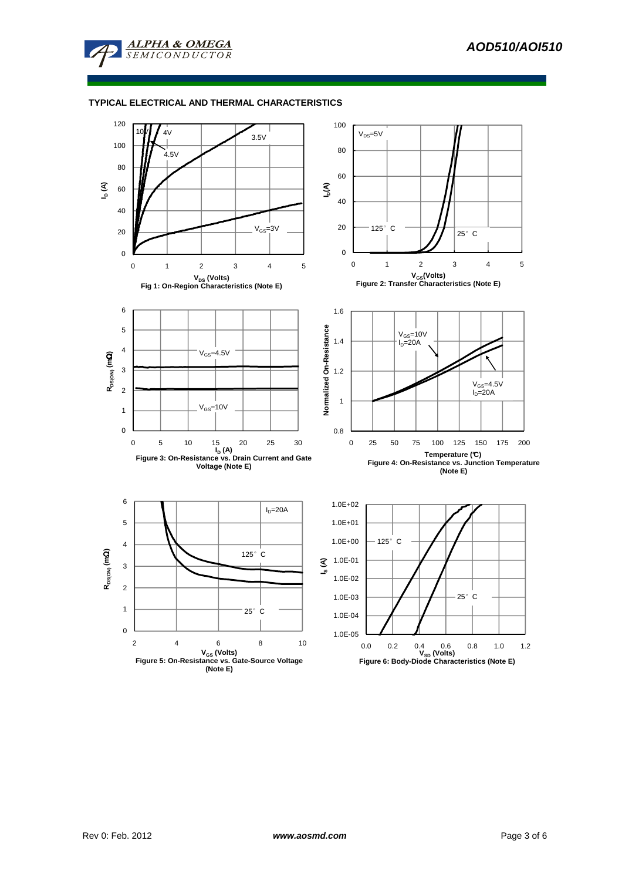## TYPICAL ELECTRICAL AND THERMAL CHARACTERISTICS

Fig 1: On-Region Characteristics (Note E)

Figure 2: Transfer Characteristics (Note E)

Figure 3: On-Resistance vs. Drain Current and Gate Voltage (Note E)

Figure 4: On-Resistance vs. Junction Temperature (Note E)

Figure 5: On-Resistance vs. Gate-Source Voltage (Note E)

Figure 6: Body-Diode Characteristics (Note E)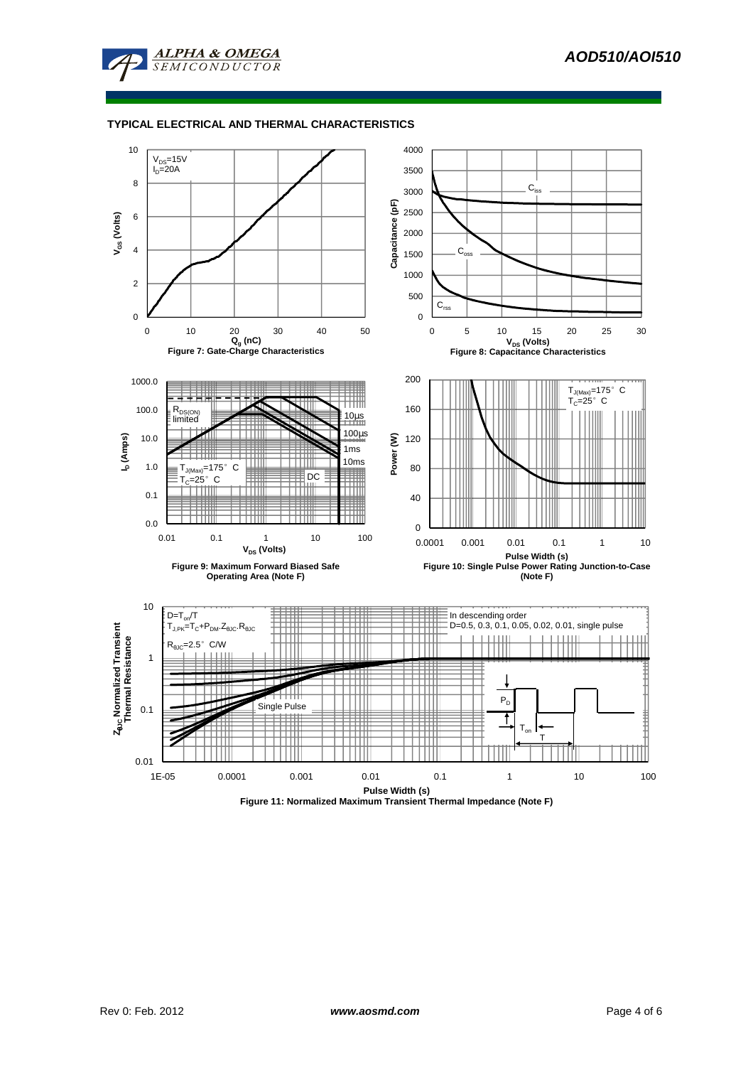## TYPICAL ELECTRICAL AND THERMAL CHARACTERISTICS

Figure 7: Gate-Charge Characteristics

Figure 8: Capacitance Characteristics

Figure 9: Maximum Forward Biased Safe Operating Area (Note F)

Figure 10: Single Pulse Power Rating Junction-to-Case (Note F)

Figure 11: Normalized Maximum Transient Thermal Impedance (Note F)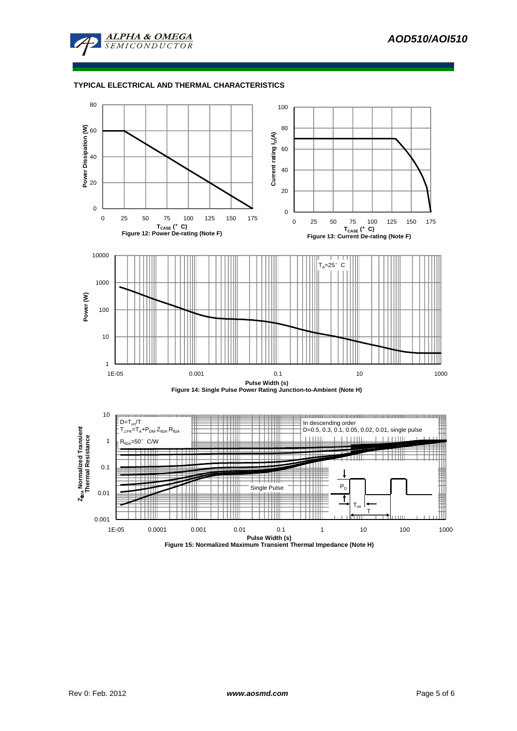## TYPICAL ELECTRICAL AND THERMAL CHARACTERISTICS

Figure 12: Power De-rating (Note F)

Figure 13: Current De-rating (Note F)

Figure 14: Single Pulse Power Rating Junction-to-Ambient (Note H)

Figure 15: Normalized Maximum Transient Thermal Impedance (Note H)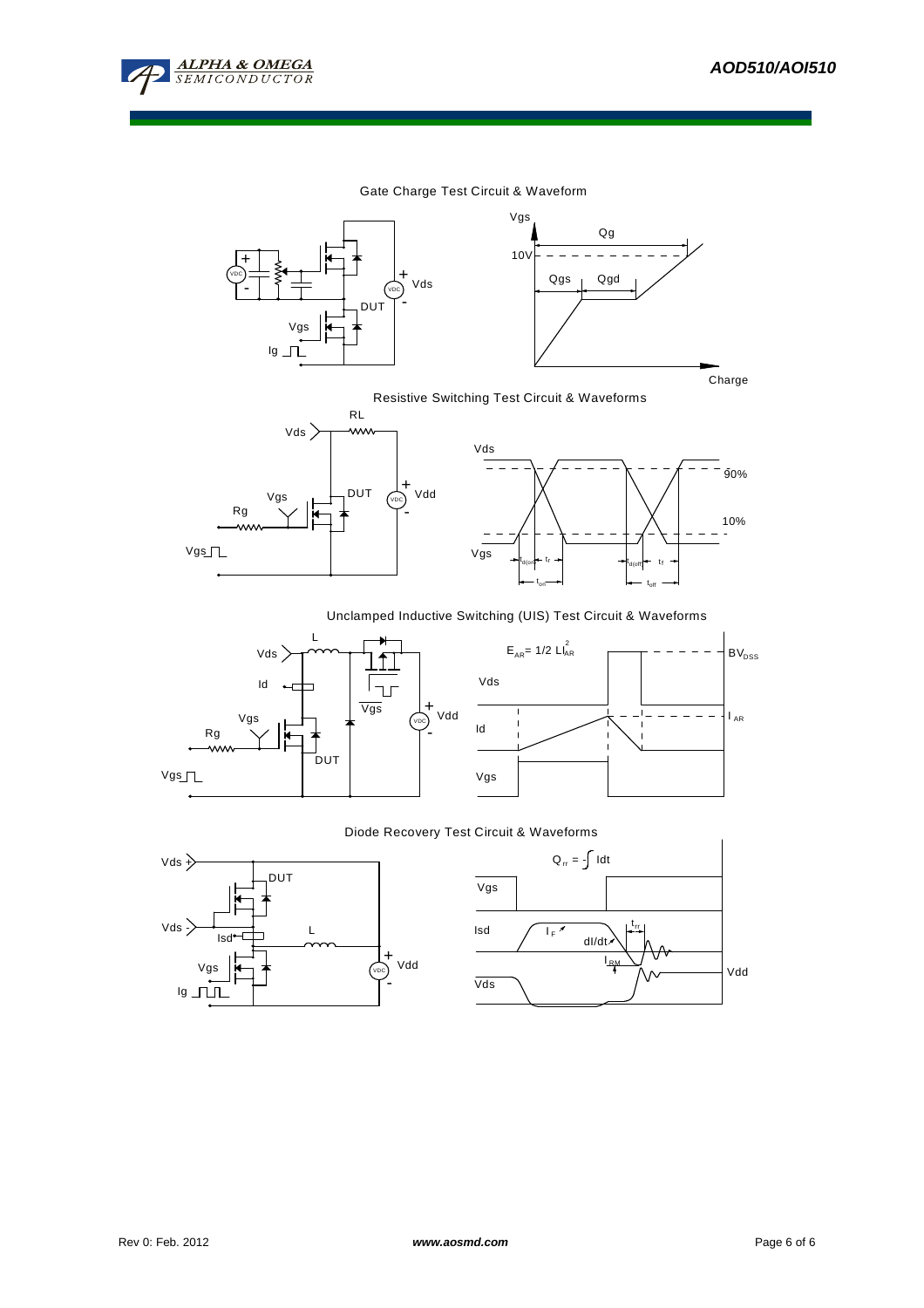## Gate Charge Test Circuit & Waveform

VDC
+
-
DUT
Vgs
Ig
+
VDC Vds
-

Vgs
Qg
10V
Qgs
Qgd
Charge

## Resistive Switching Test Circuit & Waveforms

RL
Vds
Vgs
DUT
Rg
+
VDC Vdd
-
Vgs

Vds
90%
10%
Vgs
$t_{d(on)}$
$t_r$
$t_{on}$
$t_{d(off)}$
$t_f$
$t_{off}$

## Unclamped Inductive Switching (UIS) Test Circuit & Waveforms

L
Vds
Id
Vgs
Rg
DUT
Vgs
+
VDC Vdd
-
Vgs

$E_{AR} = 1/2\ LI_{AR}^2$
$BV_{DSS}$
Vds
Id
$I_{AR}$
Vgs

## Diode Recovery Test Circuit & Waveforms

Vds +
DUT
Vds -
Isd
L
Vgs
Ig
+
VDC Vdd
-

$Q_{rr} = -\int Idt$
Vgs
Isd
$I_F$
dI/dt
$t_{rr}$
$I_{RM}$
Vds
Vdd